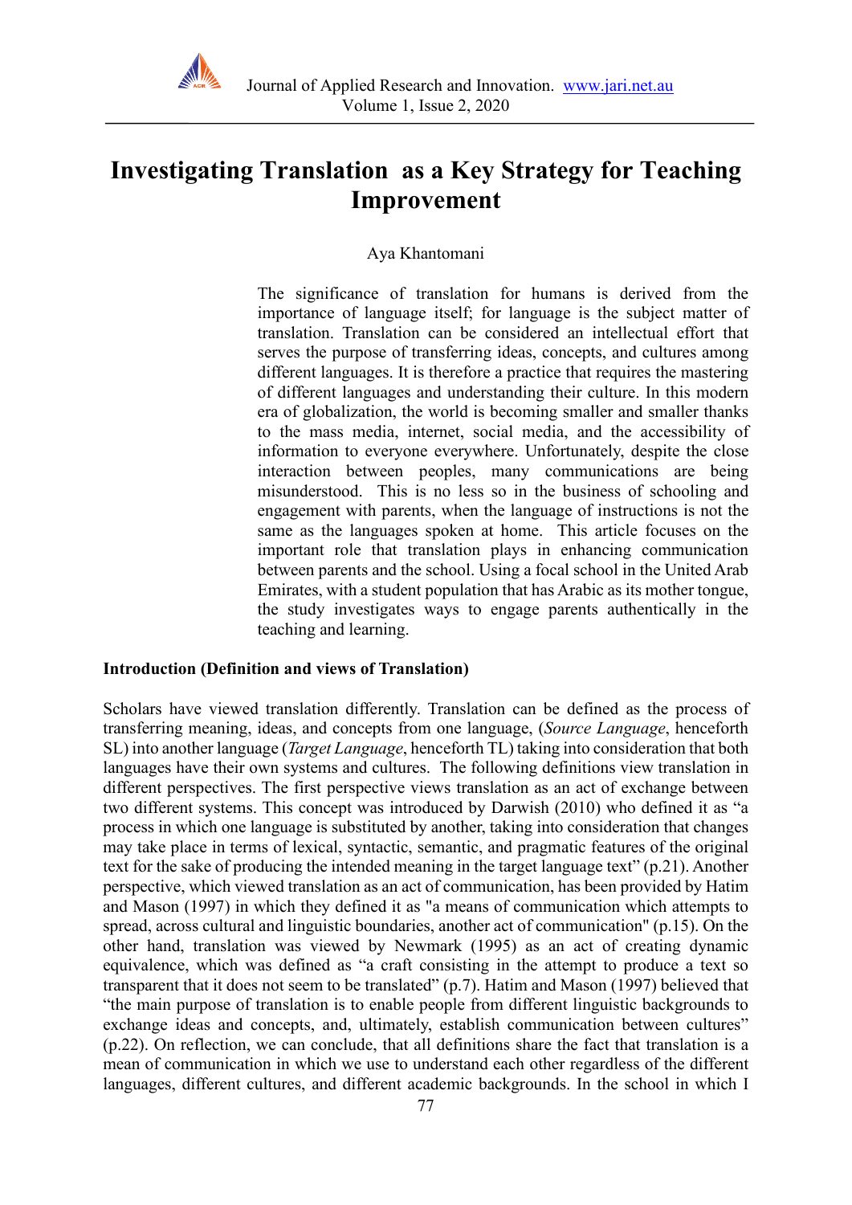# Investigating Translation as a Key Strategy for Teaching Improvement

Aya Khantomani

The significance of translation for humans is derived from the importance of language itself; for language is the subject matter of translation. Translation can be considered an intellectual effort that serves the purpose of transferring ideas, concepts, and cultures among different languages. It is therefore a practice that requires the mastering of different languages and understanding their culture. In this modern era of globalization, the world is becoming smaller and smaller thanks to the mass media, internet, social media, and the accessibility of information to everyone everywhere. Unfortunately, despite the close interaction between peoples, many communications are being misunderstood. This is no less so in the business of schooling and engagement with parents, when the language of instructions is not the same as the languages spoken at home. This article focuses on the important role that translation plays in enhancing communication between parents and the school. Using a focal school in the United Arab Emirates, with a student population that has Arabic as its mother tongue, the study investigates ways to engage parents authentically in the teaching and learning.

## Introduction (Definition and views of Translation)

Scholars have viewed translation differently. Translation can be defined as the process of transferring meaning, ideas, and concepts from one language, (*Source Language*, henceforth SL) into another language (*Target Language*, henceforth TL) taking into consideration that both languages have their own systems and cultures. The following definitions view translation in different perspectives. The first perspective views translation as an act of exchange between two different systems. This concept was introduced by Darwish (2010) who defined it as "a process in which one language is substituted by another, taking into consideration that changes may take place in terms of lexical, syntactic, semantic, and pragmatic features of the original text for the sake of producing the intended meaning in the target language text" (p.21). Another perspective, which viewed translation as an act of communication, has been provided by Hatim and Mason (1997) in which they defined it as "a means of communication which attempts to spread, across cultural and linguistic boundaries, another act of communication" (p.15). On the other hand, translation was viewed by Newmark (1995) as an act of creating dynamic equivalence, which was defined as "a craft consisting in the attempt to produce a text so transparent that it does not seem to be translated" (p.7). Hatim and Mason (1997) believed that "the main purpose of translation is to enable people from different linguistic backgrounds to exchange ideas and concepts, and, ultimately, establish communication between cultures" (p.22). On reflection, we can conclude, that all definitions share the fact that translation is a mean of communication in which we use to understand each other regardless of the different languages, different cultures, and different academic backgrounds. In the school in which I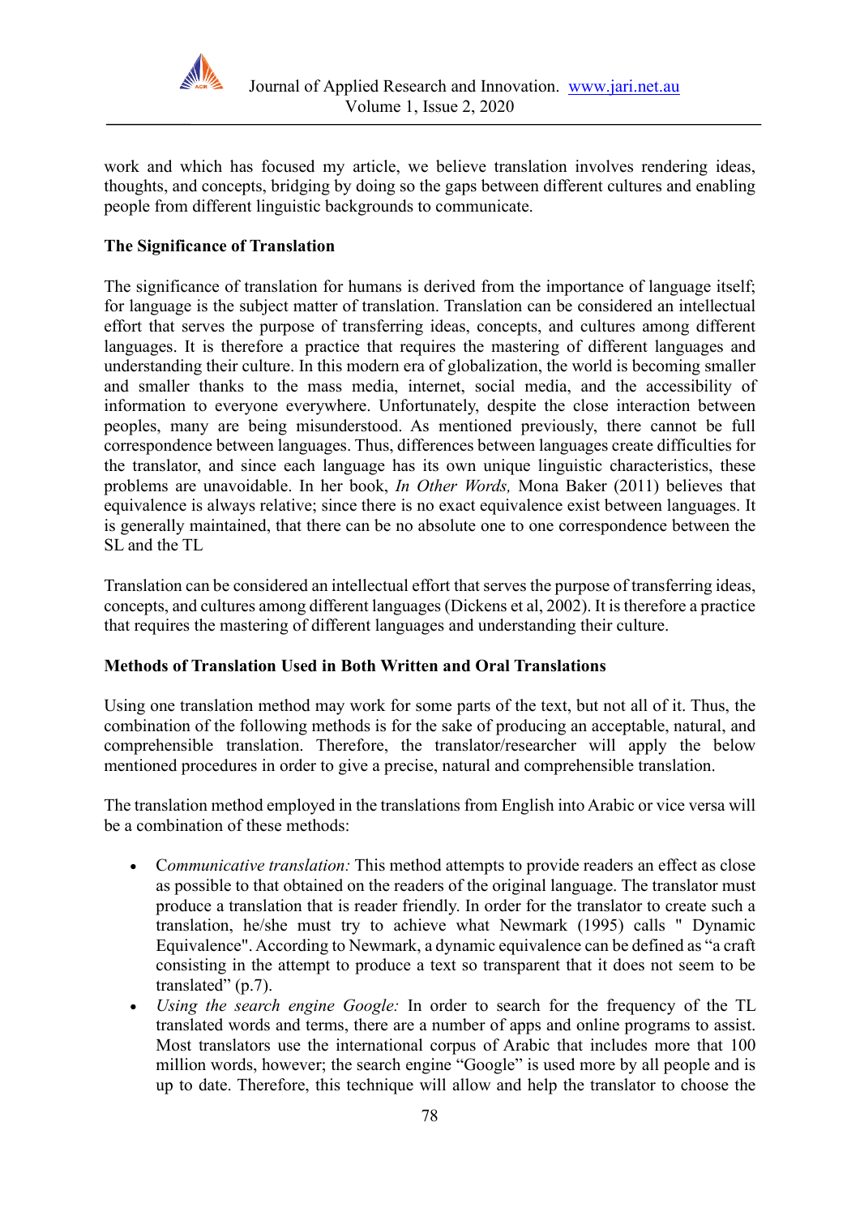work and which has focused my article, we believe translation involves rendering ideas, thoughts, and concepts, bridging by doing so the gaps between different cultures and enabling people from different linguistic backgrounds to communicate.

**The Significance of Translation**

The significance of translation for humans is derived from the importance of language itself; for language is the subject matter of translation. Translation can be considered an intellectual effort that serves the purpose of transferring ideas, concepts, and cultures among different languages. It is therefore a practice that requires the mastering of different languages and understanding their culture. In this modern era of globalization, the world is becoming smaller and smaller thanks to the mass media, internet, social media, and the accessibility of information to everyone everywhere. Unfortunately, despite the close interaction between peoples, many are being misunderstood. As mentioned previously, there cannot be full correspondence between languages. Thus, differences between languages create difficulties for the translator, and since each language has its own unique linguistic characteristics, these problems are unavoidable. In her book, *In Other Words,* Mona Baker (2011) believes that equivalence is always relative; since there is no exact equivalence exist between languages. It is generally maintained, that there can be no absolute one to one correspondence between the SL and the TL

Translation can be considered an intellectual effort that serves the purpose of transferring ideas, concepts, and cultures among different languages (Dickens et al, 2002). It is therefore a practice that requires the mastering of different languages and understanding their culture.

**Methods of Translation Used in Both Written and Oral Translations**

Using one translation method may work for some parts of the text, but not all of it. Thus, the combination of the following methods is for the sake of producing an acceptable, natural, and comprehensible translation. Therefore, the translator/researcher will apply the below mentioned procedures in order to give a precise, natural and comprehensible translation.

The translation method employed in the translations from English into Arabic or vice versa will be a combination of these methods:

- *Communicative translation:* This method attempts to provide readers an effect as close as possible to that obtained on the readers of the original language. The translator must produce a translation that is reader friendly. In order for the translator to create such a translation, he/she must try to achieve what Newmark (1995) calls " Dynamic Equivalence". According to Newmark, a dynamic equivalence can be defined as "a craft consisting in the attempt to produce a text so transparent that it does not seem to be translated" (p.7).
- *Using the search engine Google:* In order to search for the frequency of the TL translated words and terms, there are a number of apps and online programs to assist. Most translators use the international corpus of Arabic that includes more that 100 million words, however; the search engine "Google" is used more by all people and is up to date. Therefore, this technique will allow and help the translator to choose the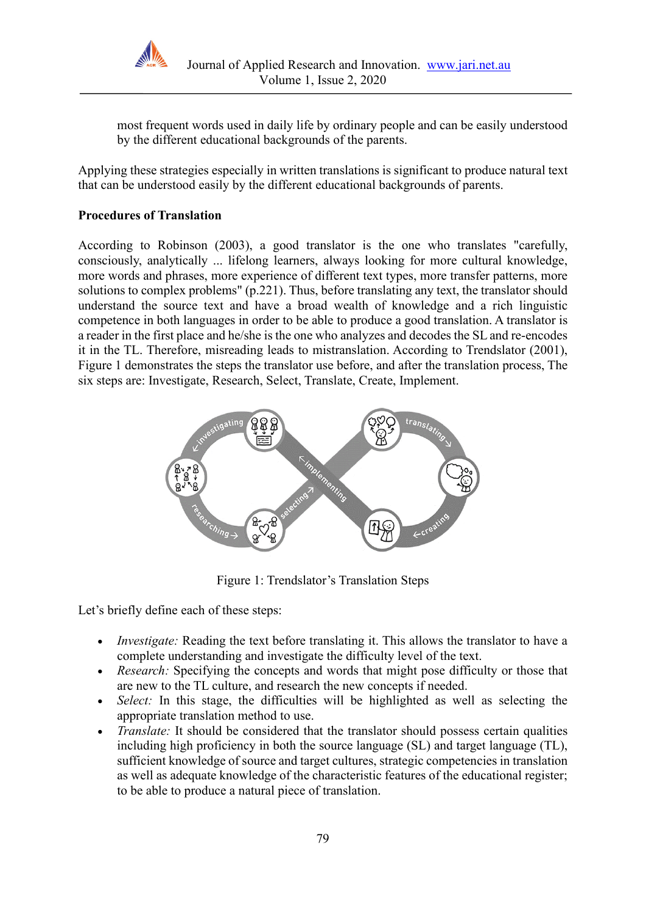most frequent words used in daily life by ordinary people and can be easily understood by the different educational backgrounds of the parents.

Applying these strategies especially in written translations is significant to produce natural text that can be understood easily by the different educational backgrounds of parents.

**Procedures of Translation**

According to Robinson (2003), a good translator is the one who translates "carefully, consciously, analytically ... lifelong learners, always looking for more cultural knowledge, more words and phrases, more experience of different text types, more transfer patterns, more solutions to complex problems" (p.221). Thus, before translating any text, the translator should understand the source text and have a broad wealth of knowledge and a rich linguistic competence in both languages in order to be able to produce a good translation. A translator is a reader in the first place and he/she is the one who analyzes and decodes the SL and re-encodes it in the TL. Therefore, misreading leads to mistranslation. According to Trendslator (2001), Figure 1 demonstrates the steps the translator use before, and after the translation process, The six steps are: Investigate, Research, Select, Translate, Create, Implement.

Figure 1: Trendslator's Translation Steps

Let's briefly define each of these steps:

- *Investigate:* Reading the text before translating it. This allows the translator to have a complete understanding and investigate the difficulty level of the text.
- *Research:* Specifying the concepts and words that might pose difficulty or those that are new to the TL culture, and research the new concepts if needed.
- *Select:* In this stage, the difficulties will be highlighted as well as selecting the appropriate translation method to use.
- *Translate:* It should be considered that the translator should possess certain qualities including high proficiency in both the source language (SL) and target language (TL), sufficient knowledge of source and target cultures, strategic competencies in translation as well as adequate knowledge of the characteristic features of the educational register; to be able to produce a natural piece of translation.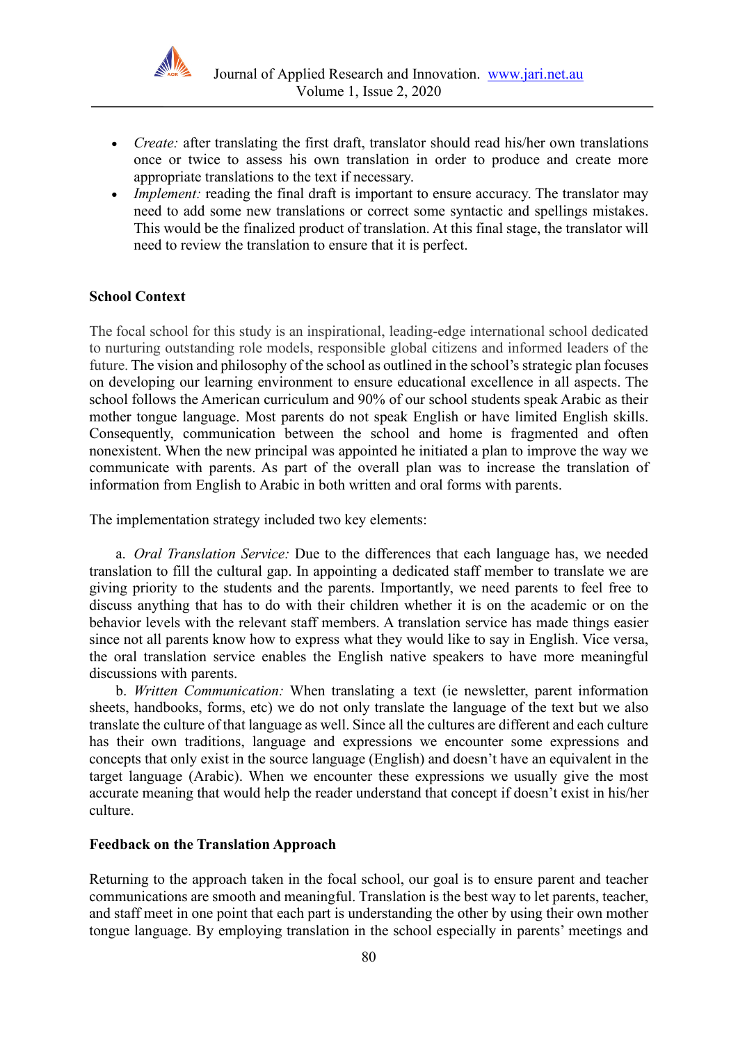- *Create:* after translating the first draft, translator should read his/her own translations once or twice to assess his own translation in order to produce and create more appropriate translations to the text if necessary.
- *Implement:* reading the final draft is important to ensure accuracy. The translator may need to add some new translations or correct some syntactic and spellings mistakes. This would be the finalized product of translation. At this final stage, the translator will need to review the translation to ensure that it is perfect.

**School Context**

The focal school for this study is an inspirational, leading-edge international school dedicated to nurturing outstanding role models, responsible global citizens and informed leaders of the future. The vision and philosophy of the school as outlined in the school's strategic plan focuses on developing our learning environment to ensure educational excellence in all aspects. The school follows the American curriculum and 90% of our school students speak Arabic as their mother tongue language. Most parents do not speak English or have limited English skills. Consequently, communication between the school and home is fragmented and often nonexistent. When the new principal was appointed he initiated a plan to improve the way we communicate with parents. As part of the overall plan was to increase the translation of information from English to Arabic in both written and oral forms with parents.

The implementation strategy included two key elements:

a. *Oral Translation Service:* Due to the differences that each language has, we needed translation to fill the cultural gap. In appointing a dedicated staff member to translate we are giving priority to the students and the parents. Importantly, we need parents to feel free to discuss anything that has to do with their children whether it is on the academic or on the behavior levels with the relevant staff members. A translation service has made things easier since not all parents know how to express what they would like to say in English. Vice versa, the oral translation service enables the English native speakers to have more meaningful discussions with parents.

b. *Written Communication:* When translating a text (ie newsletter, parent information sheets, handbooks, forms, etc) we do not only translate the language of the text but we also translate the culture of that language as well. Since all the cultures are different and each culture has their own traditions, language and expressions we encounter some expressions and concepts that only exist in the source language (English) and doesn't have an equivalent in the target language (Arabic). When we encounter these expressions we usually give the most accurate meaning that would help the reader understand that concept if doesn't exist in his/her culture.

**Feedback on the Translation Approach**

Returning to the approach taken in the focal school, our goal is to ensure parent and teacher communications are smooth and meaningful. Translation is the best way to let parents, teacher, and staff meet in one point that each part is understanding the other by using their own mother tongue language. By employing translation in the school especially in parents' meetings and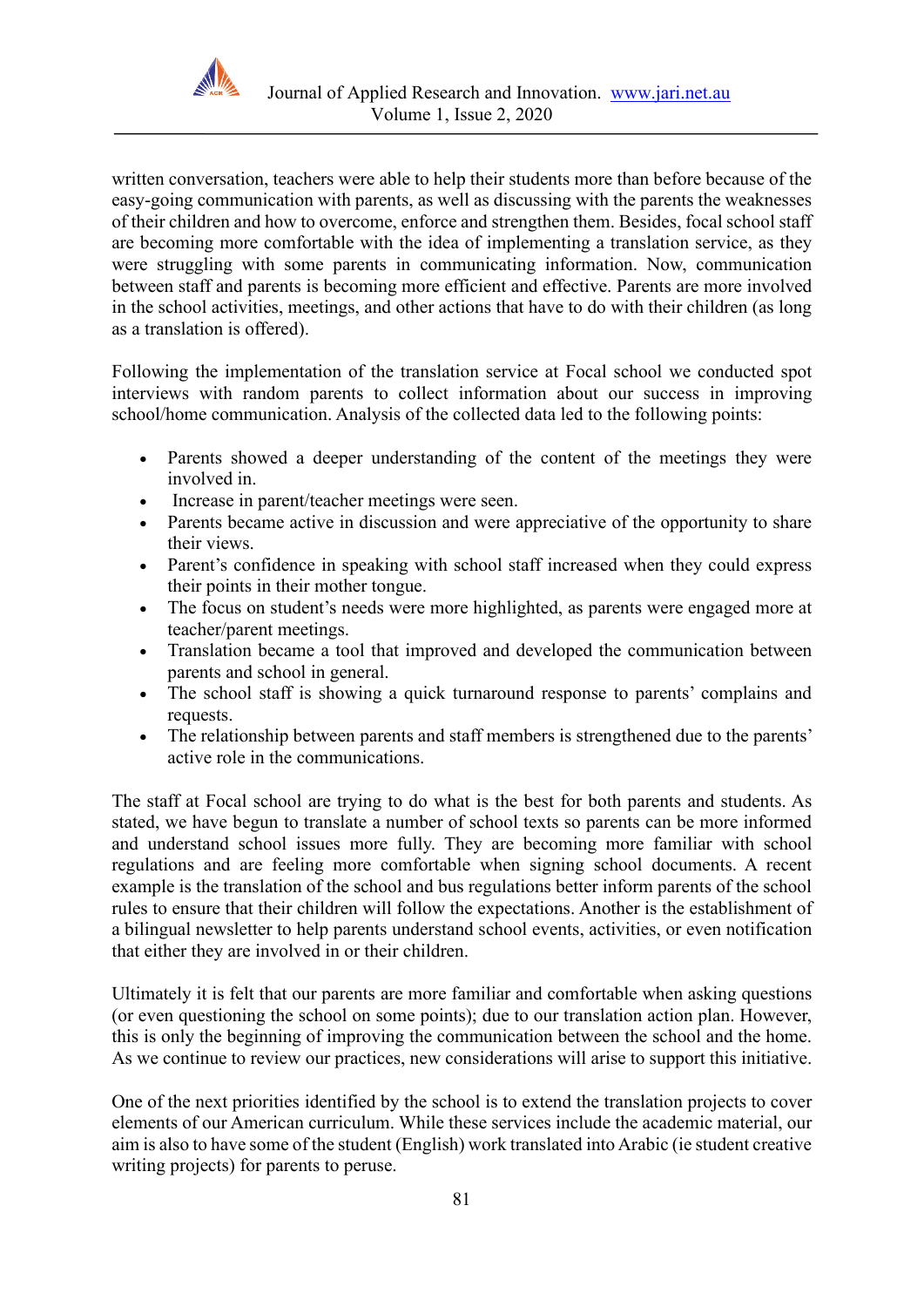written conversation, teachers were able to help their students more than before because of the easy-going communication with parents, as well as discussing with the parents the weaknesses of their children and how to overcome, enforce and strengthen them. Besides, focal school staff are becoming more comfortable with the idea of implementing a translation service, as they were struggling with some parents in communicating information. Now, communication between staff and parents is becoming more efficient and effective. Parents are more involved in the school activities, meetings, and other actions that have to do with their children (as long as a translation is offered).

Following the implementation of the translation service at Focal school we conducted spot interviews with random parents to collect information about our success in improving school/home communication. Analysis of the collected data led to the following points:

- Parents showed a deeper understanding of the content of the meetings they were involved in.
- Increase in parent/teacher meetings were seen.
- Parents became active in discussion and were appreciative of the opportunity to share their views.
- Parent's confidence in speaking with school staff increased when they could express their points in their mother tongue.
- The focus on student's needs were more highlighted, as parents were engaged more at teacher/parent meetings.
- Translation became a tool that improved and developed the communication between parents and school in general.
- The school staff is showing a quick turnaround response to parents' complains and requests.
- The relationship between parents and staff members is strengthened due to the parents' active role in the communications.

The staff at Focal school are trying to do what is the best for both parents and students. As stated, we have begun to translate a number of school texts so parents can be more informed and understand school issues more fully. They are becoming more familiar with school regulations and are feeling more comfortable when signing school documents. A recent example is the translation of the school and bus regulations better inform parents of the school rules to ensure that their children will follow the expectations. Another is the establishment of a bilingual newsletter to help parents understand school events, activities, or even notification that either they are involved in or their children.

Ultimately it is felt that our parents are more familiar and comfortable when asking questions (or even questioning the school on some points); due to our translation action plan. However, this is only the beginning of improving the communication between the school and the home. As we continue to review our practices, new considerations will arise to support this initiative.

One of the next priorities identified by the school is to extend the translation projects to cover elements of our American curriculum. While these services include the academic material, our aim is also to have some of the student (English) work translated into Arabic (ie student creative writing projects) for parents to peruse.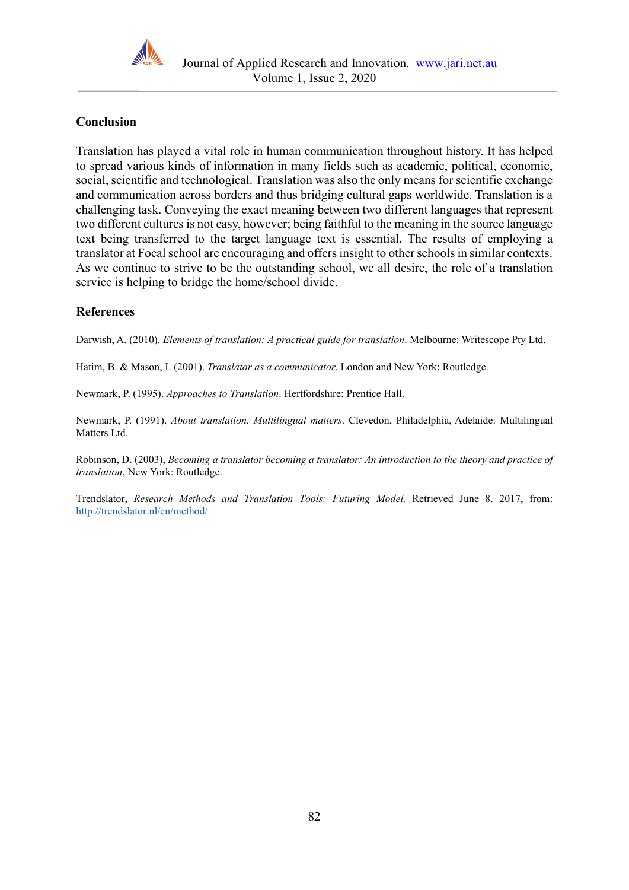## Conclusion

Translation has played a vital role in human communication throughout history. It has helped to spread various kinds of information in many fields such as academic, political, economic, social, scientific and technological. Translation was also the only means for scientific exchange and communication across borders and thus bridging cultural gaps worldwide. Translation is a challenging task. Conveying the exact meaning between two different languages that represent two different cultures is not easy, however; being faithful to the meaning in the source language text being transferred to the target language text is essential. The results of employing a translator at Focal school are encouraging and offers insight to other schools in similar contexts. As we continue to strive to be the outstanding school, we all desire, the role of a translation service is helping to bridge the home/school divide.

## References

Darwish, A. (2010). *Elements of translation: A practical guide for translation*. Melbourne: Writescope Pty Ltd.

Hatim, B. & Mason, I. (2001). *Translator as a communicator*. London and New York: Routledge.

Newmark, P. (1995). *Approaches to Translation*. Hertfordshire: Prentice Hall.

Newmark, P. (1991). *About translation. Multilingual matters*. Clevedon, Philadelphia, Adelaide: Multilingual Matters Ltd.

Robinson, D. (2003), *Becoming a translator becoming a translator: An introduction to the theory and practice of translation*, New York: Routledge.

Trendslator, *Research Methods and Translation Tools: Futuring Model,* Retrieved June 8. 2017, from: http://trendslator.nl/en/method/